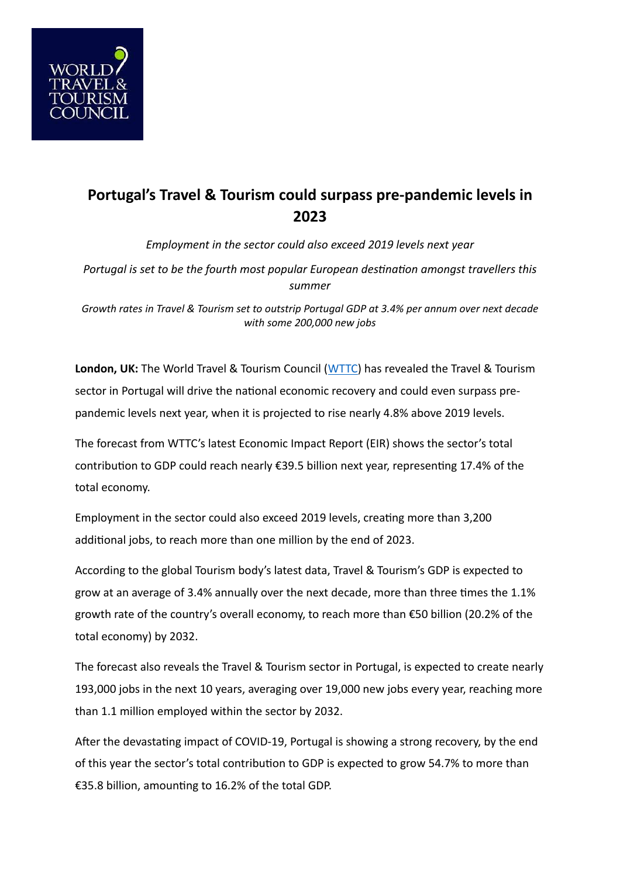# Portugal's Travel & Tourism could surpass pre-pandemic levels in 2023

*Employment in the sector could also exceed 2019 levels next year*

*Portugal is set to be the fourth most popular European destination amongst travellers this summer*

*Growth rates in Travel & Tourism set to outstrip Portugal GDP at 3.4% per annum over next decade with some 200,000 new jobs*

**London, UK:** The World Travel & Tourism Council (WTTC) has revealed the Travel & Tourism sector in Portugal will drive the national economic recovery and could even surpass pre-pandemic levels next year, when it is projected to rise nearly 4.8% above 2019 levels.

The forecast from WTTC's latest Economic Impact Report (EIR) shows the sector's total contribution to GDP could reach nearly €39.5 billion next year, representing 17.4% of the total economy.

Employment in the sector could also exceed 2019 levels, creating more than 3,200 additional jobs, to reach more than one million by the end of 2023.

According to the global Tourism body's latest data, Travel & Tourism's GDP is expected to grow at an average of 3.4% annually over the next decade, more than three times the 1.1% growth rate of the country's overall economy, to reach more than €50 billion (20.2% of the total economy) by 2032.

The forecast also reveals the Travel & Tourism sector in Portugal, is expected to create nearly 193,000 jobs in the next 10 years, averaging over 19,000 new jobs every year, reaching more than 1.1 million employed within the sector by 2032.

After the devastating impact of COVID-19, Portugal is showing a strong recovery, by the end of this year the sector's total contribution to GDP is expected to grow 54.7% to more than €35.8 billion, amounting to 16.2% of the total GDP.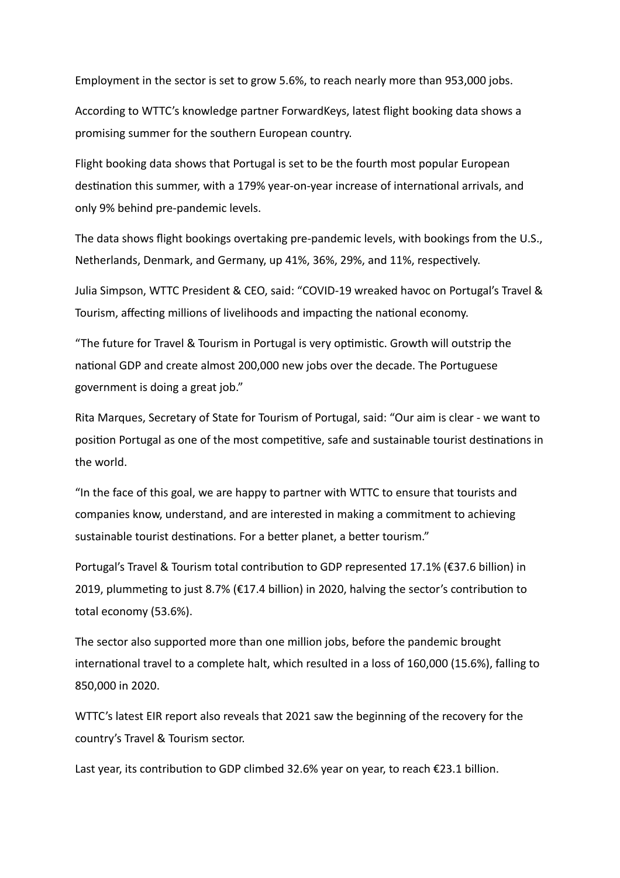Employment in the sector is set to grow 5.6%, to reach nearly more than 953,000 jobs.

According to WTTC's knowledge partner ForwardKeys, latest flight booking data shows a promising summer for the southern European country.

Flight booking data shows that Portugal is set to be the fourth most popular European destination this summer, with a 179% year-on-year increase of international arrivals, and only 9% behind pre-pandemic levels.

The data shows flight bookings overtaking pre-pandemic levels, with bookings from the U.S., Netherlands, Denmark, and Germany, up 41%, 36%, 29%, and 11%, respectively.

Julia Simpson, WTTC President & CEO, said: "COVID-19 wreaked havoc on Portugal's Travel & Tourism, affecting millions of livelihoods and impacting the national economy.

"The future for Travel & Tourism in Portugal is very optimistic. Growth will outstrip the national GDP and create almost 200,000 new jobs over the decade. The Portuguese government is doing a great job."

Rita Marques, Secretary of State for Tourism of Portugal, said: "Our aim is clear - we want to position Portugal as one of the most competitive, safe and sustainable tourist destinations in the world.

"In the face of this goal, we are happy to partner with WTTC to ensure that tourists and companies know, understand, and are interested in making a commitment to achieving sustainable tourist destinations. For a better planet, a better tourism."

Portugal's Travel & Tourism total contribution to GDP represented 17.1% (€37.6 billion) in 2019, plummeting to just 8.7% (€17.4 billion) in 2020, halving the sector's contribution to total economy (53.6%).

The sector also supported more than one million jobs, before the pandemic brought international travel to a complete halt, which resulted in a loss of 160,000 (15.6%), falling to 850,000 in 2020.

WTTC's latest EIR report also reveals that 2021 saw the beginning of the recovery for the country's Travel & Tourism sector.

Last year, its contribution to GDP climbed 32.6% year on year, to reach €23.1 billion.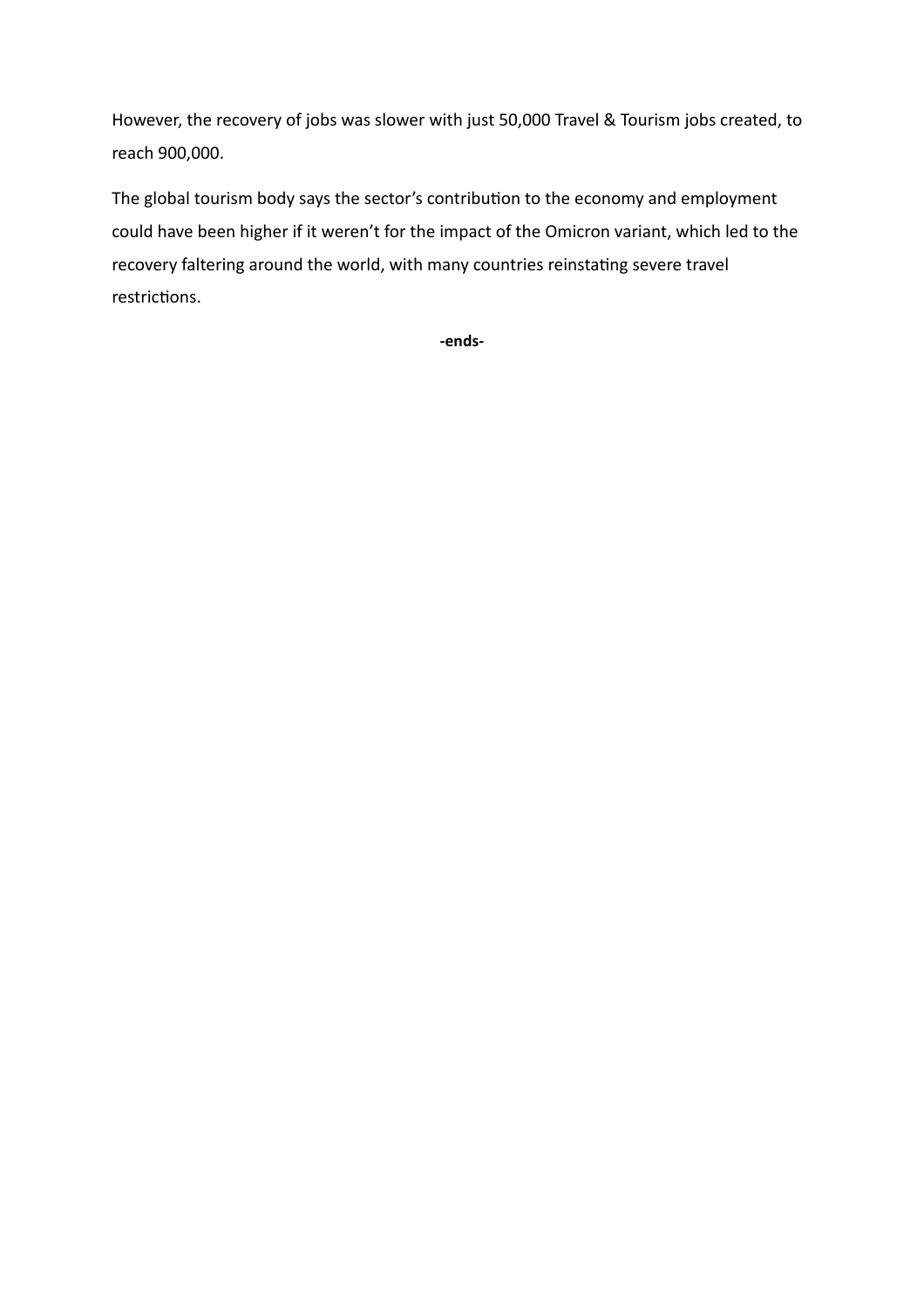However, the recovery of jobs was slower with just 50,000 Travel & Tourism jobs created, to reach 900,000.

The global tourism body says the sector's contribution to the economy and employment could have been higher if it weren't for the impact of the Omicron variant, which led to the recovery faltering around the world, with many countries reinstating severe travel restrictions.

**-ends-**